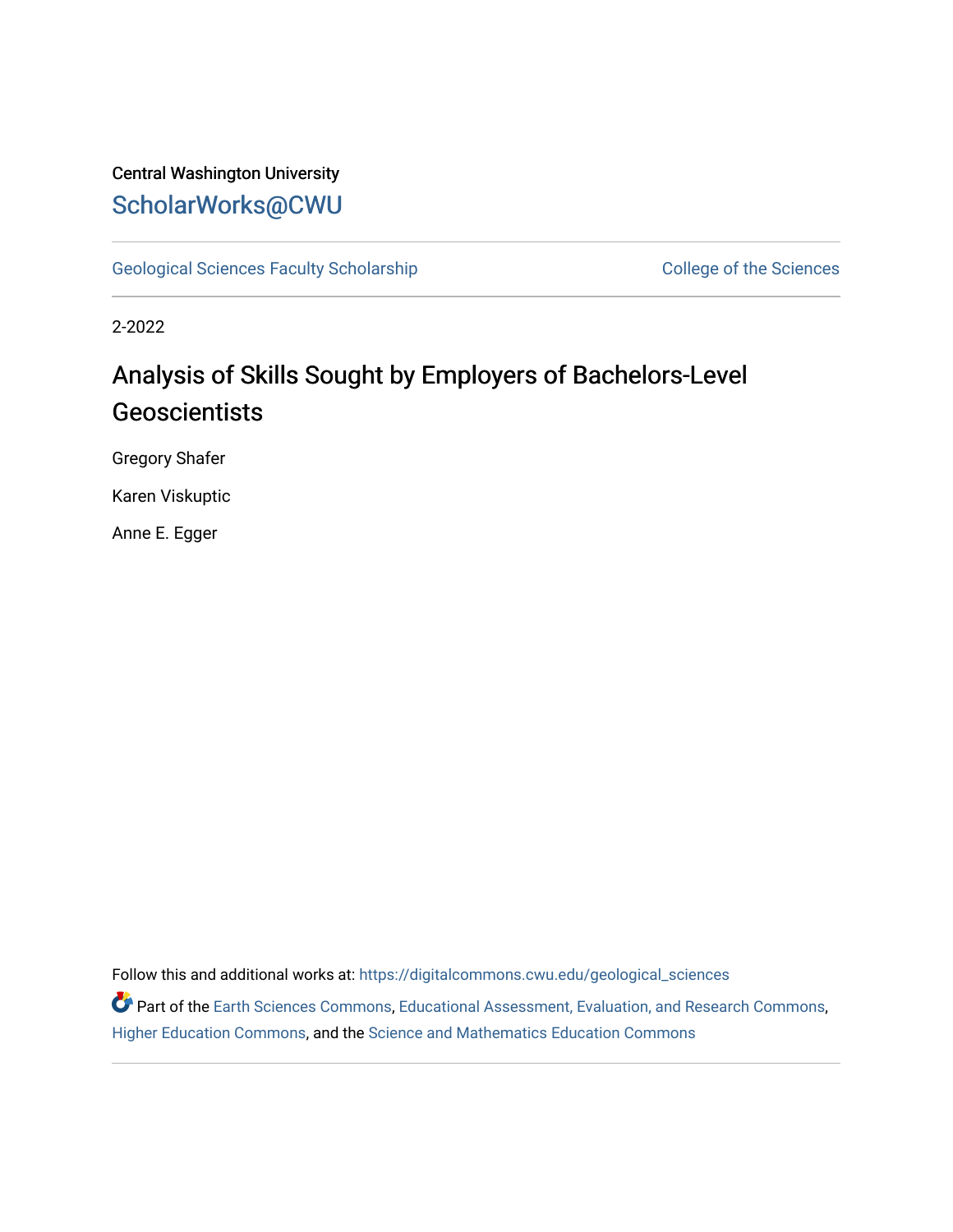Central Washington University

## ScholarWorks@CWU

Geological Sciences Faculty Scholarship | College of the Sciences

2-2022

# Analysis of Skills Sought by Employers of Bachelors-Level Geoscientists

Gregory Shafer

Karen Viskuptic

Anne E. Egger

Follow this and additional works at: https://digitalcommons.cwu.edu/geological_sciences

Part of the Earth Sciences Commons, Educational Assessment, Evaluation, and Research Commons, Higher Education Commons, and the Science and Mathematics Education Commons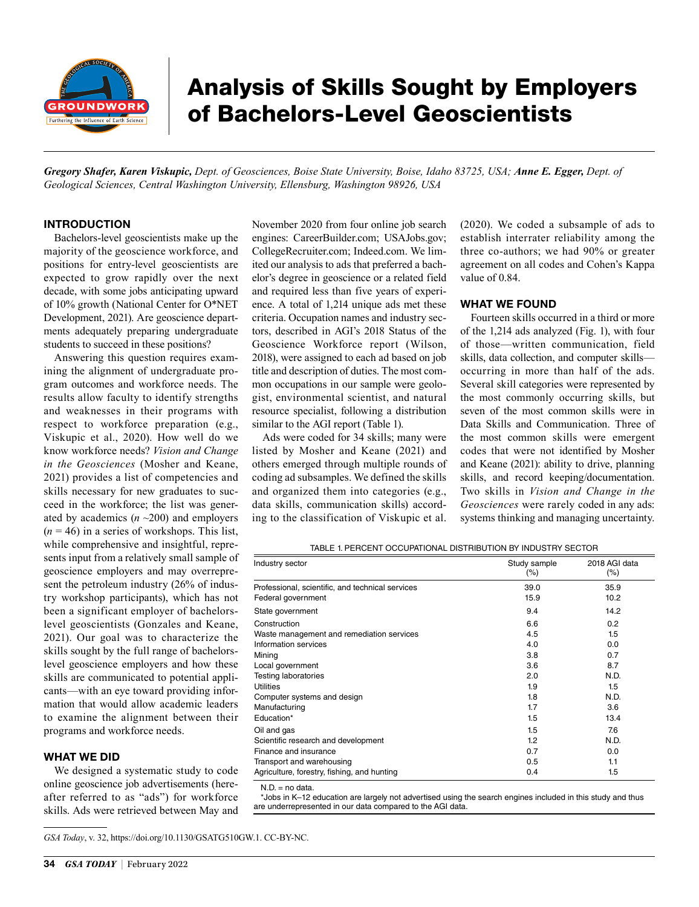# Analysis of Skills Sought by Employers of Bachelors-Level Geoscientists

***Gregory Shafer, Karen Viskupic,*** *Dept. of Geosciences, Boise State University, Boise, Idaho 83725, USA;* ***Anne E. Egger,*** *Dept. of Geological Sciences, Central Washington University, Ellensburg, Washington 98926, USA*

## INTRODUCTION

Bachelors-level geoscientists make up the majority of the geoscience workforce, and positions for entry-level geoscientists are expected to grow rapidly over the next decade, with some jobs anticipating upward of 10% growth (National Center for O*NET Development, 2021). Are geoscience departments adequately preparing undergraduate students to succeed in these positions?

Answering this question requires examining the alignment of undergraduate program outcomes and workforce needs. The results allow faculty to identify strengths and weaknesses in their programs with respect to workforce preparation (e.g., Viskupic et al., 2020). How well do we know workforce needs? *Vision and Change in the Geosciences* (Mosher and Keane, 2021) provides a list of competencies and skills necessary for new graduates to succeed in the workforce; the list was generated by academics ($n$ ~200) and employers ($n$ = 46) in a series of workshops. This list, while comprehensive and insightful, represents input from a relatively small sample of geoscience employers and may overrepresent the petroleum industry (26% of industry workshop participants), which has not been a significant employer of bachelors-level geoscientists (Gonzales and Keane, 2021). Our goal was to characterize the skills sought by the full range of bachelors-level geoscience employers and how these skills are communicated to potential applicants—with an eye toward providing information that would allow academic leaders to examine the alignment between their programs and workforce needs.

## WHAT WE DID

We designed a systematic study to code online geoscience job advertisements (hereafter referred to as "ads") for workforce skills. Ads were retrieved between May and November 2020 from four online job search engines: CareerBuilder.com; USAJobs.gov; CollegeRecruiter.com; Indeed.com. We limited our analysis to ads that preferred a bachelor's degree in geoscience or a related field and required less than five years of experience. A total of 1,214 unique ads met these criteria. Occupation names and industry sectors, described in AGI's 2018 Status of the Geoscience Workforce report (Wilson, 2018), were assigned to each ad based on job title and description of duties. The most common occupations in our sample were geologist, environmental scientist, and natural resource specialist, following a distribution similar to the AGI report (Table 1).

Ads were coded for 34 skills; many were listed by Mosher and Keane (2021) and others emerged through multiple rounds of coding ad subsamples. We defined the skills and organized them into categories (e.g., data skills, communication skills) according to the classification of Viskupic et al. (2020). We coded a subsample of ads to establish interrater reliability among the three co-authors; we had 90% or greater agreement on all codes and Cohen's Kappa value of 0.84.

## WHAT WE FOUND

Fourteen skills occurred in a third or more of the 1,214 ads analyzed (Fig. 1), with four of those—written communication, field skills, data collection, and computer skills—occurring in more than half of the ads. Several skill categories were represented by the most commonly occurring skills, but seven of the most common skills were in Data Skills and Communication. Three of the most common skills were emergent codes that were not identified by Mosher and Keane (2021): ability to drive, planning skills, and record keeping/documentation. Two skills in *Vision and Change in the Geosciences* were rarely coded in any ads: systems thinking and managing uncertainty.

TABLE 1. PERCENT OCCUPATIONAL DISTRIBUTION BY INDUSTRY SECTOR

| Industry sector | Study sample (%) | 2018 AGI data (%) |
|---|---|---|
| Professional, scientific, and technical services | 39.0 | 35.9 |
| Federal government | 15.9 | 10.2 |
| State government | 9.4 | 14.2 |
| Construction | 6.6 | 0.2 |
| Waste management and remediation services | 4.5 | 1.5 |
| Information services | 4.0 | 0.0 |
| Mining | 3.8 | 0.7 |
| Local government | 3.6 | 8.7 |
| Testing laboratories | 2.0 | N.D. |
| Utilities | 1.9 | 1.5 |
| Computer systems and design | 1.8 | N.D. |
| Manufacturing | 1.7 | 3.6 |
| Education* | 1.5 | 13.4 |
| Oil and gas | 1.5 | 7.6 |
| Scientific research and development | 1.2 | N.D. |
| Finance and insurance | 0.7 | 0.0 |
| Transport and warehousing | 0.5 | 1.1 |
| Agriculture, forestry, fishing, and hunting | 0.4 | 1.5 |

N.D. = no data.
*Jobs in K–12 education are largely not advertised using the search engines included in this study and thus are underrepresented in our data compared to the AGI data.

*GSA Today*, v. 32, https://doi.org/10.1130/GSATG510GW.1. CC-BY-NC.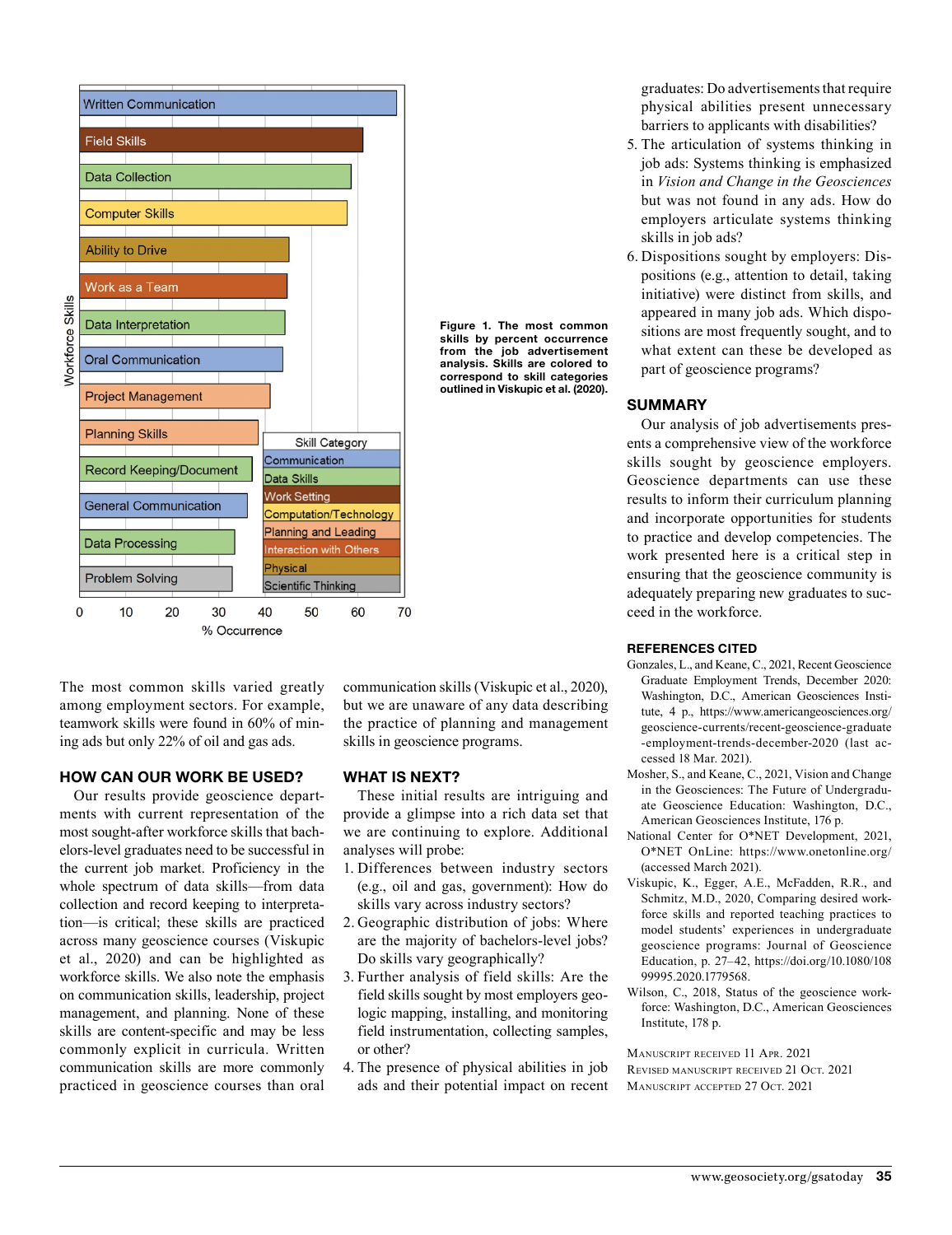Written Communication
Field Skills
Data Collection
Computer Skills
Ability to Drive
Work as a Team
Data Interpretation
Oral Communication
Project Management
Planning Skills
Record Keeping/Document
General Communication
Data Processing
Problem Solving

Workforce Skills

Skill Category
Communication
Data Skills
Work Setting
Computation/Technology
Planning and Leading
Interaction with Others
Physical
Scientific Thinking

0 10 20 30 40 50 60 70
% Occurrence

**Figure 1. The most common skills by percent occurrence from the job advertisement analysis. Skills are colored to correspond to skill categories outlined in Viskupic et al. (2020).**

The most common skills varied greatly among employment sectors. For example, teamwork skills were found in 60% of mining ads but only 22% of oil and gas ads.

## HOW CAN OUR WORK BE USED?

Our results provide geoscience departments with current representation of the most sought-after workforce skills that bachelors-level graduates need to be successful in the current job market. Proficiency in the whole spectrum of data skills—from data collection and record keeping to interpretation—is critical; these skills are practiced across many geoscience courses (Viskupic et al., 2020) and can be highlighted as workforce skills. We also note the emphasis on communication skills, leadership, project management, and planning. None of these skills are content-specific and may be less commonly explicit in curricula. Written communication skills are more commonly practiced in geoscience courses than oral communication skills (Viskupic et al., 2020), but we are unaware of any data describing the practice of planning and management skills in geoscience programs.

## WHAT IS NEXT?

These initial results are intriguing and provide a glimpse into a rich data set that we are continuing to explore. Additional analyses will probe:

1. Differences between industry sectors (e.g., oil and gas, government): How do skills vary across industry sectors?
2. Geographic distribution of jobs: Where are the majority of bachelors-level jobs? Do skills vary geographically?
3. Further analysis of field skills: Are the field skills sought by most employers geologic mapping, installing, and monitoring field instrumentation, collecting samples, or other?
4. The presence of physical abilities in job ads and their potential impact on recent graduates: Do advertisements that require physical abilities present unnecessary barriers to applicants with disabilities?
5. The articulation of systems thinking in job ads: Systems thinking is emphasized in *Vision and Change in the Geosciences* but was not found in any ads. How do employers articulate systems thinking skills in job ads?
6. Dispositions sought by employers: Dispositions (e.g., attention to detail, taking initiative) were distinct from skills, and appeared in many job ads. Which dispositions are most frequently sought, and to what extent can these be developed as part of geoscience programs?

## SUMMARY

Our analysis of job advertisements presents a comprehensive view of the workforce skills sought by geoscience employers. Geoscience departments can use these results to inform their curriculum planning and incorporate opportunities for students to practice and develop competencies. The work presented here is a critical step in ensuring that the geoscience community is adequately preparing new graduates to succeed in the workforce.

## REFERENCES CITED

Gonzales, L., and Keane, C., 2021, Recent Geoscience Graduate Employment Trends, December 2020: Washington, D.C., American Geosciences Institute, 4 p., https://www.americangeosciences.org/geoscience-currents/recent-geoscience-graduate-employment-trends-december-2020 (last accessed 18 Mar. 2021).

Mosher, S., and Keane, C., 2021, Vision and Change in the Geosciences: The Future of Undergraduate Geoscience Education: Washington, D.C., American Geosciences Institute, 176 p.

National Center for O*NET Development, 2021, O*NET OnLine: https://www.onetonline.org/ (accessed March 2021).

Viskupic, K., Egger, A.E., McFadden, R.R., and Schmitz, M.D., 2020, Comparing desired workforce skills and reported teaching practices to model students' experiences in undergraduate geoscience programs: Journal of Geoscience Education, p. 27–42, https://doi.org/10.1080/10899995.2020.1779568.

Wilson, C., 2018, Status of the geoscience workforce: Washington, D.C., American Geosciences Institute, 178 p.

Manuscript received 11 Apr. 2021
Revised manuscript received 21 Oct. 2021
Manuscript accepted 27 Oct. 2021